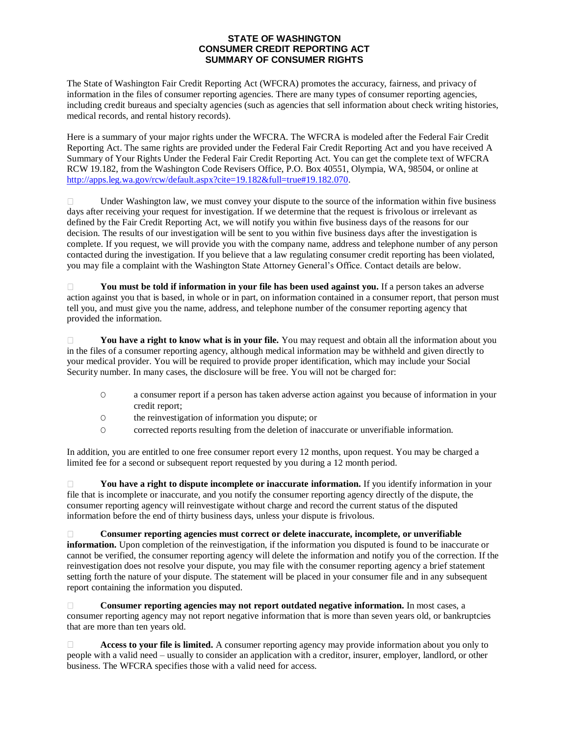# STATE OF WASHINGTON
# CONSUMER CREDIT REPORTING ACT
# SUMMARY OF CONSUMER RIGHTS

The State of Washington Fair Credit Reporting Act (WFCRA) promotes the accuracy, fairness, and privacy of information in the files of consumer reporting agencies. There are many types of consumer reporting agencies, including credit bureaus and specialty agencies (such as agencies that sell information about check writing histories, medical records, and rental history records).

Here is a summary of your major rights under the WFCRA. The WFCRA is modeled after the Federal Fair Credit Reporting Act. The same rights are provided under the Federal Fair Credit Reporting Act and you have received A Summary of Your Rights Under the Federal Fair Credit Reporting Act. You can get the complete text of WFCRA RCW 19.182, from the Washington Code Revisers Office, P.O. Box 40551, Olympia, WA, 98504, or online at http://apps.leg.wa.gov/rcw/default.aspx?cite=19.182&full=true#19.182.070.

- Under Washington law, we must convey your dispute to the source of the information within five business days after receiving your request for investigation. If we determine that the request is frivolous or irrelevant as defined by the Fair Credit Reporting Act, we will notify you within five business days of the reasons for our decision. The results of our investigation will be sent to you within five business days after the investigation is complete. If you request, we will provide you with the company name, address and telephone number of any person contacted during the investigation. If you believe that a law regulating consumer credit reporting has been violated, you may file a complaint with the Washington State Attorney General's Office. Contact details are below.

- **You must be told if information in your file has been used against you.** If a person takes an adverse action against you that is based, in whole or in part, on information contained in a consumer report, that person must tell you, and must give you the name, address, and telephone number of the consumer reporting agency that provided the information.

- **You have a right to know what is in your file.** You may request and obtain all the information about you in the files of a consumer reporting agency, although medical information may be withheld and given directly to your medical provider. You will be required to provide proper identification, which may include your Social Security number. In many cases, the disclosure will be free. You will not be charged for:

  - a consumer report if a person has taken adverse action against you because of information in your credit report;
  - the reinvestigation of information you dispute; or
  - corrected reports resulting from the deletion of inaccurate or unverifiable information.

In addition, you are entitled to one free consumer report every 12 months, upon request. You may be charged a limited fee for a second or subsequent report requested by you during a 12 month period.

- **You have a right to dispute incomplete or inaccurate information.** If you identify information in your file that is incomplete or inaccurate, and you notify the consumer reporting agency directly of the dispute, the consumer reporting agency will reinvestigate without charge and record the current status of the disputed information before the end of thirty business days, unless your dispute is frivolous.

- **Consumer reporting agencies must correct or delete inaccurate, incomplete, or unverifiable information.** Upon completion of the reinvestigation, if the information you disputed is found to be inaccurate or cannot be verified, the consumer reporting agency will delete the information and notify you of the correction. If the reinvestigation does not resolve your dispute, you may file with the consumer reporting agency a brief statement setting forth the nature of your dispute. The statement will be placed in your consumer file and in any subsequent report containing the information you disputed.

- **Consumer reporting agencies may not report outdated negative information.** In most cases, a consumer reporting agency may not report negative information that is more than seven years old, or bankruptcies that are more than ten years old.

- **Access to your file is limited.** A consumer reporting agency may provide information about you only to people with a valid need – usually to consider an application with a creditor, insurer, employer, landlord, or other business. The WFCRA specifies those with a valid need for access.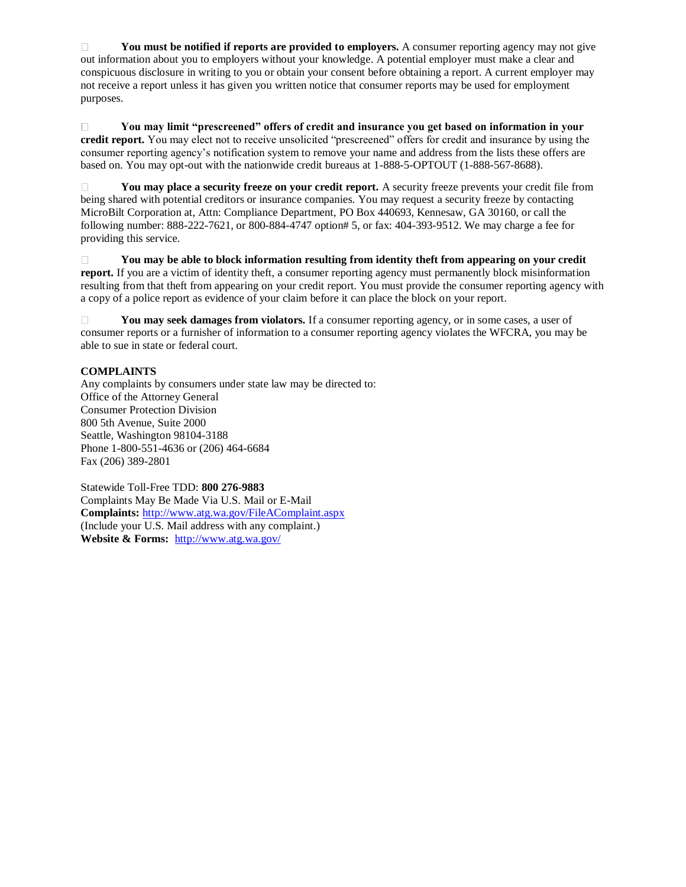- **You must be notified if reports are provided to employers.** A consumer reporting agency may not give out information about you to employers without your knowledge. A potential employer must make a clear and conspicuous disclosure in writing to you or obtain your consent before obtaining a report. A current employer may not receive a report unless it has given you written notice that consumer reports may be used for employment purposes.

- **You may limit "prescreened" offers of credit and insurance you get based on information in your credit report.** You may elect not to receive unsolicited "prescreened" offers for credit and insurance by using the consumer reporting agency's notification system to remove your name and address from the lists these offers are based on. You may opt-out with the nationwide credit bureaus at 1-888-5-OPTOUT (1-888-567-8688).

- **You may place a security freeze on your credit report.** A security freeze prevents your credit file from being shared with potential creditors or insurance companies. You may request a security freeze by contacting MicroBilt Corporation at, Attn: Compliance Department, PO Box 440693, Kennesaw, GA 30160, or call the following number: 888-222-7621, or 800-884-4747 option# 5, or fax: 404-393-9512. We may charge a fee for providing this service.

- **You may be able to block information resulting from identity theft from appearing on your credit report.** If you are a victim of identity theft, a consumer reporting agency must permanently block misinformation resulting from that theft from appearing on your credit report. You must provide the consumer reporting agency with a copy of a police report as evidence of your claim before it can place the block on your report.

- **You may seek damages from violators.** If a consumer reporting agency, or in some cases, a user of consumer reports or a furnisher of information to a consumer reporting agency violates the WFCRA, you may be able to sue in state or federal court.

**COMPLAINTS**
Any complaints by consumers under state law may be directed to:
Office of the Attorney General
Consumer Protection Division
800 5th Avenue, Suite 2000
Seattle, Washington 98104-3188
Phone 1-800-551-4636 or (206) 464-6684
Fax (206) 389-2801

Statewide Toll-Free TDD: **800 276-9883**
Complaints May Be Made Via U.S. Mail or E-Mail
**Complaints:** http://www.atg.wa.gov/FileAComplaint.aspx
(Include your U.S. Mail address with any complaint.)
**Website & Forms:** http://www.atg.wa.gov/